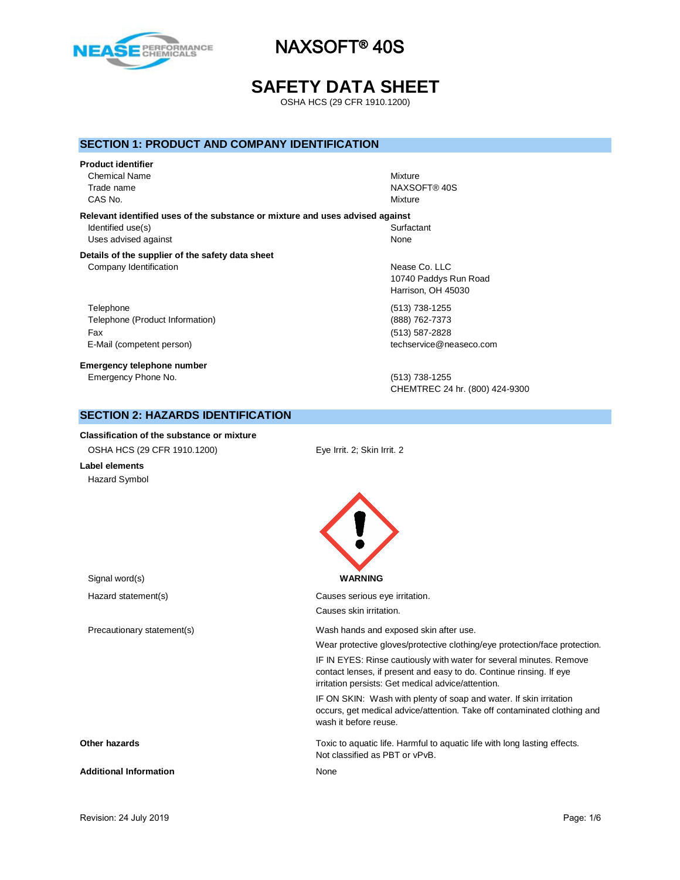# NAXSOFT® 40S

# SAFETY DATA SHEET

OSHA HCS (29 CFR 1910.1200)

## SECTION 1: PRODUCT AND COMPANY IDENTIFICATION

**Product identifier**

| | |
|---|---|
| Chemical Name | Mixture |
| Trade name | NAXSOFT® 40S |
| CAS No. | Mixture |

**Relevant identified uses of the substance or mixture and uses advised against**

| | |
|---|---|
| Identified use(s) | Surfactant |
| Uses advised against | None |

**Details of the supplier of the safety data sheet**

| | |
|---|---|
| Company Identification | Nease Co. LLC<br>10740 Paddys Run Road<br>Harrison, OH 45030 |
| Telephone | (513) 738-1255 |
| Telephone (Product Information) | (888) 762-7373 |
| Fax | (513) 587-2828 |
| E-Mail (competent person) | techservice@neaseco.com |

**Emergency telephone number**

| | |
|---|---|
| Emergency Phone No. | (513) 738-1255<br>CHEMTREC 24 hr. (800) 424-9300 |

## SECTION 2: HAZARDS IDENTIFICATION

**Classification of the substance or mixture**

| | |
|---|---|
| OSHA HCS (29 CFR 1910.1200) | Eye Irrit. 2; Skin Irrit. 2 |

**Label elements**

Hazard Symbol

| | |
|---|---|
| Signal word(s) | **WARNING** |
| Hazard statement(s) | Causes serious eye irritation.<br>Causes skin irritation. |
| Precautionary statement(s) | Wash hands and exposed skin after use.<br>Wear protective gloves/protective clothing/eye protection/face protection.<br>IF IN EYES: Rinse cautiously with water for several minutes. Remove contact lenses, if present and easy to do. Continue rinsing. If eye irritation persists: Get medical advice/attention.<br>IF ON SKIN: Wash with plenty of soap and water. If skin irritation occurs, get medical advice/attention. Take off contaminated clothing and wash it before reuse. |

**Other hazards**

Toxic to aquatic life. Harmful to aquatic life with long lasting effects.
Not classified as PBT or vPvB.

**Additional Information**

None

Revision: 24 July 2019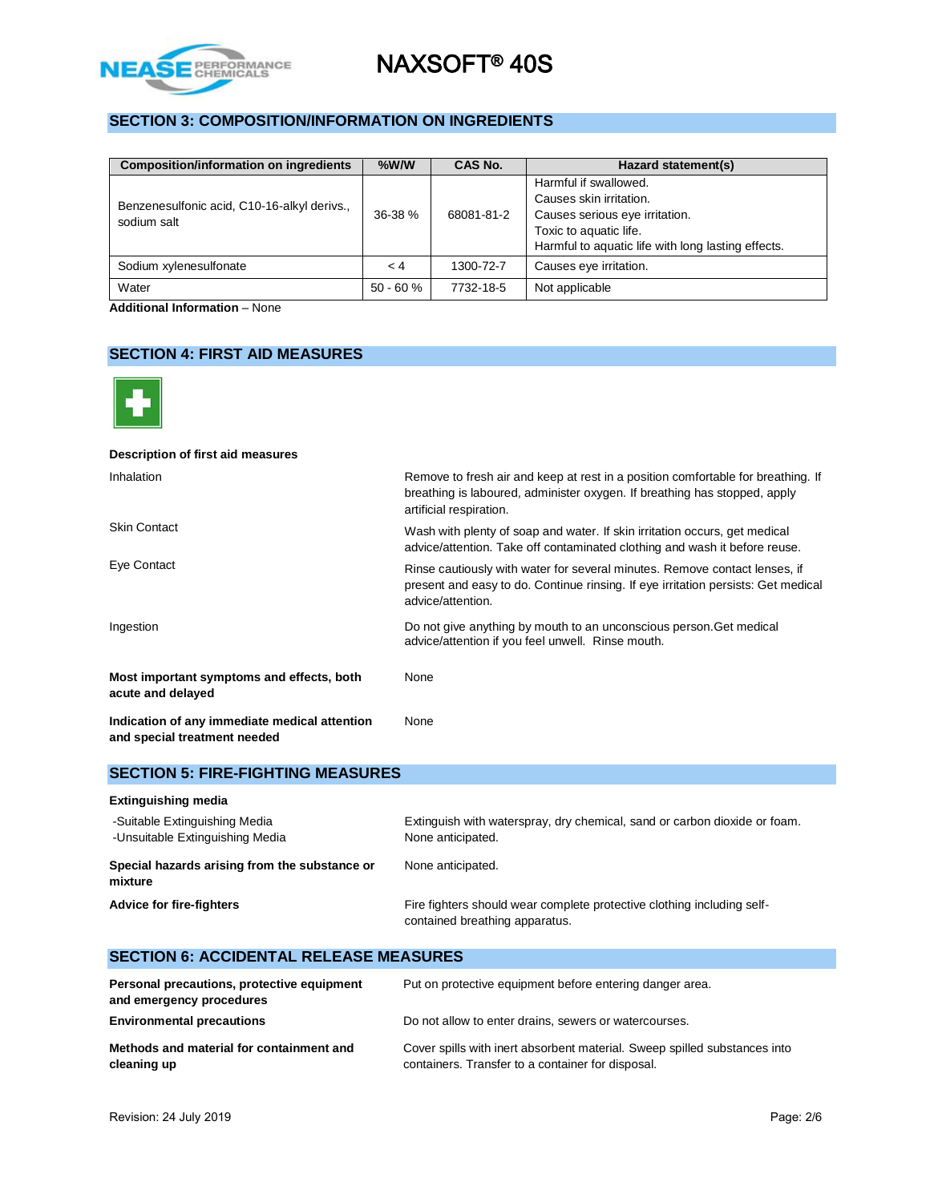## SECTION 3: COMPOSITION/INFORMATION ON INGREDIENTS

| Composition/information on ingredients | %W/W | CAS No. | Hazard statement(s) |
|---|---|---|---|
| Benzenesulfonic acid, C10-16-alkyl derivs., sodium salt | 36-38 % | 68081-81-2 | Harmful if swallowed.<br>Causes skin irritation.<br>Causes serious eye irritation.<br>Toxic to aquatic life.<br>Harmful to aquatic life with long lasting effects. |
| Sodium xylenesulfonate | < 4 | 1300-72-7 | Causes eye irritation. |
| Water | 50 - 60 % | 7732-18-5 | Not applicable |

**Additional Information** – None

## SECTION 4: FIRST AID MEASURES

**Description of first aid measures**

| | |
|---|---|
| Inhalation | Remove to fresh air and keep at rest in a position comfortable for breathing. If breathing is laboured, administer oxygen. If breathing has stopped, apply artificial respiration. |
| Skin Contact | Wash with plenty of soap and water. If skin irritation occurs, get medical advice/attention. Take off contaminated clothing and wash it before reuse. |
| Eye Contact | Rinse cautiously with water for several minutes. Remove contact lenses, if present and easy to do. Continue rinsing. If eye irritation persists: Get medical advice/attention. |
| Ingestion | Do not give anything by mouth to an unconscious person.Get medical advice/attention if you feel unwell. Rinse mouth. |

**Most important symptoms and effects, both acute and delayed** – None

**Indication of any immediate medical attention and special treatment needed** – None

## SECTION 5: FIRE-FIGHTING MEASURES

**Extinguishing media**

| | |
|---|---|
| -Suitable Extinguishing Media | Extinguish with waterspray, dry chemical, sand or carbon dioxide or foam. |
| -Unsuitable Extinguishing Media | None anticipated. |

**Special hazards arising from the substance or mixture** – None anticipated.

**Advice for fire-fighters** – Fire fighters should wear complete protective clothing including self-contained breathing apparatus.

## SECTION 6: ACCIDENTAL RELEASE MEASURES

**Personal precautions, protective equipment and emergency procedures** – Put on protective equipment before entering danger area.

**Environmental precautions** – Do not allow to enter drains, sewers or watercourses.

**Methods and material for containment and cleaning up** – Cover spills with inert absorbent material. Sweep spilled substances into containers. Transfer to a container for disposal.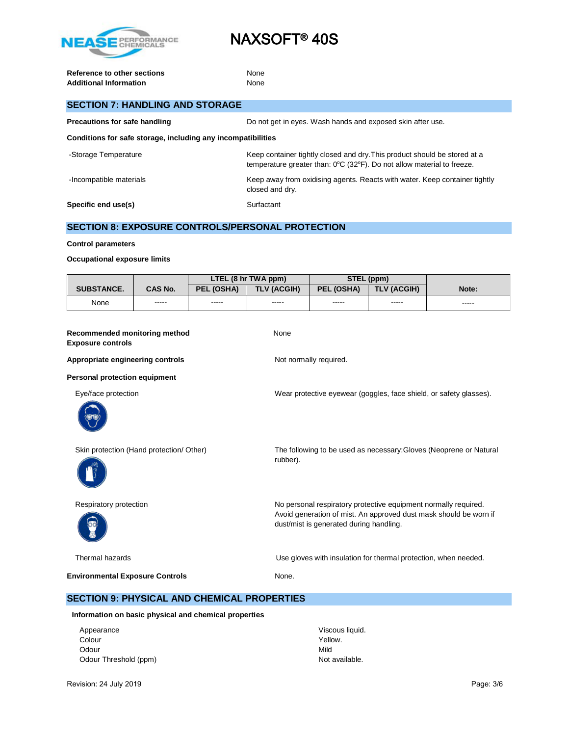**Reference to other sections** None
**Additional Information** None

## SECTION 7: HANDLING AND STORAGE

**Precautions for safe handling** Do not get in eyes. Wash hands and exposed skin after use.

**Conditions for safe storage, including any incompatibilities**

-Storage Temperature: Keep container tightly closed and dry.This product should be stored at a temperature greater than: 0ºC (32ºF). Do not allow material to freeze.

-Incompatible materials: Keep away from oxidising agents. Reacts with water. Keep container tightly closed and dry.

**Specific end use(s)** Surfactant

## SECTION 8: EXPOSURE CONTROLS/PERSONAL PROTECTION

**Control parameters**

**Occupational exposure limits**

| SUBSTANCE. | CAS No. | LTEL (8 hr TWA ppm) | | STEL (ppm) | | Note: |
|---|---|---|---|---|---|---|
| | | PEL (OSHA) | TLV (ACGIH) | PEL (OSHA) | TLV (ACGIH) | |
| None | ----- | ----- | ----- | ----- | ----- | ----- |

**Recommended monitoring method** None
**Exposure controls**

**Appropriate engineering controls** Not normally required.

**Personal protection equipment**

Eye/face protection: Wear protective eyewear (goggles, face shield, or safety glasses).

Skin protection (Hand protection/ Other): The following to be used as necessary:Gloves (Neoprene or Natural rubber).

Respiratory protection: No personal respiratory protective equipment normally required. Avoid generation of mist. An approved dust mask should be worn if dust/mist is generated during handling.

Thermal hazards: Use gloves with insulation for thermal protection, when needed.

**Environmental Exposure Controls** None.

## SECTION 9: PHYSICAL AND CHEMICAL PROPERTIES

**Information on basic physical and chemical properties**

Appearance: Viscous liquid.
Colour: Yellow.
Odour: Mild
Odour Threshold (ppm): Not available.

Revision: 24 July 2019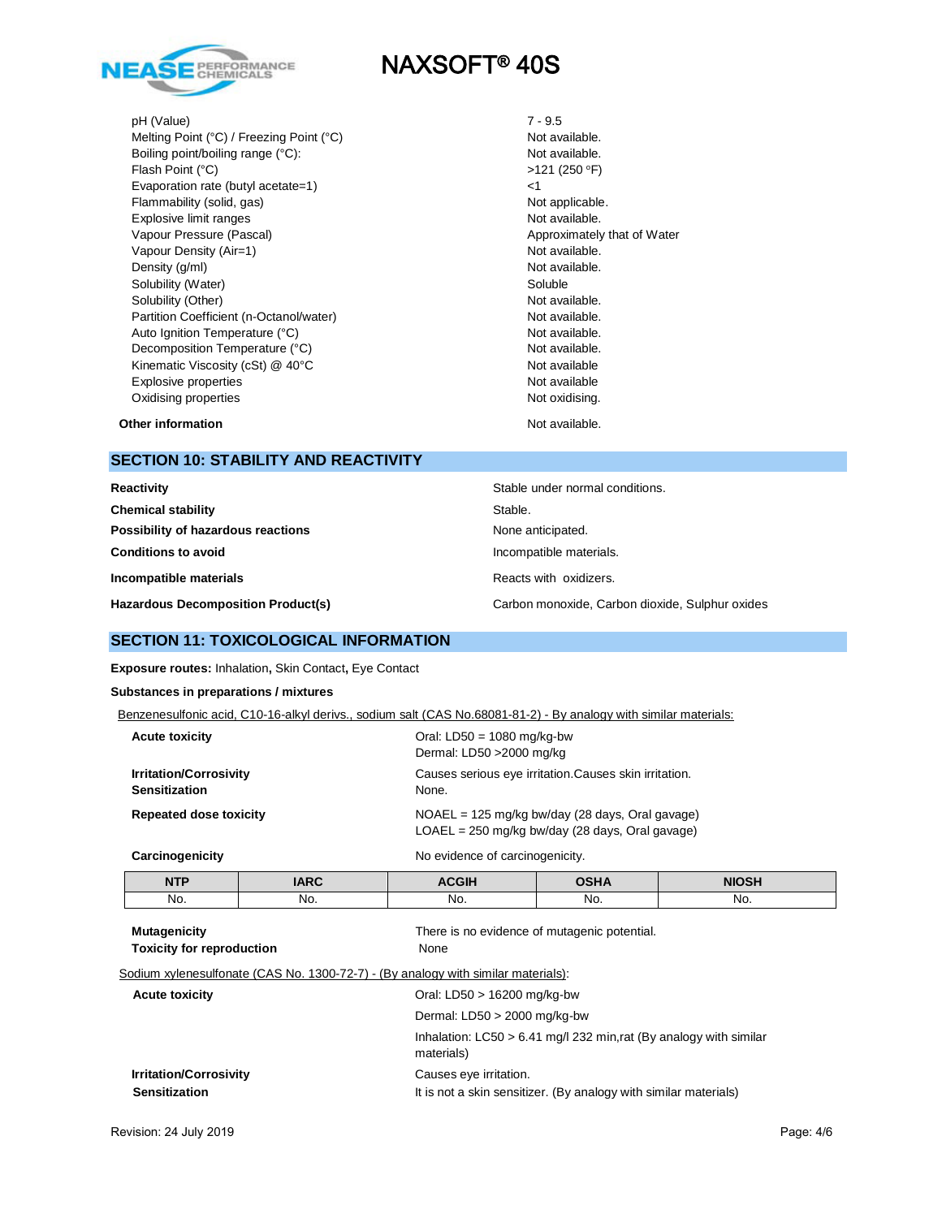| | |
|---|---|
| pH (Value) | 7 - 9.5 |
| Melting Point (°C) / Freezing Point (°C) | Not available. |
| Boiling point/boiling range (°C): | Not available. |
| Flash Point (°C) | >121 (250 °F) |
| Evaporation rate (butyl acetate=1) | <1 |
| Flammability (solid, gas) | Not applicable. |
| Explosive limit ranges | Not available. |
| Vapour Pressure (Pascal) | Approximately that of Water |
| Vapour Density (Air=1) | Not available. |
| Density (g/ml) | Not available. |
| Solubility (Water) | Soluble |
| Solubility (Other) | Not available. |
| Partition Coefficient (n-Octanol/water) | Not available. |
| Auto Ignition Temperature (°C) | Not available. |
| Decomposition Temperature (°C) | Not available. |
| Kinematic Viscosity (cSt) @ 40°C | Not available |
| Explosive properties | Not available |
| Oxidising properties | Not oxidising. |

**Other information** Not available.

## SECTION 10: STABILITY AND REACTIVITY

**Reactivity** Stable under normal conditions.

**Chemical stability** Stable.

**Possibility of hazardous reactions** None anticipated.

**Conditions to avoid** Incompatible materials.

**Incompatible materials** Reacts with oxidizers.

**Hazardous Decomposition Product(s)** Carbon monoxide, Carbon dioxide, Sulphur oxides

## SECTION 11: TOXICOLOGICAL INFORMATION

**Exposure routes:** Inhalation**,** Skin Contact**,** Eye Contact

**Substances in preparations / mixtures**

Benzenesulfonic acid, C10-16-alkyl derivs., sodium salt (CAS No.68081-81-2) - By analogy with similar materials:

**Acute toxicity**
Oral: LD50 = 1080 mg/kg-bw
Dermal: LD50 >2000 mg/kg

**Irritation/Corrosivity** Causes serious eye irritation.Causes skin irritation.

**Sensitization** None.

**Repeated dose toxicity**
NOAEL = 125 mg/kg bw/day (28 days, Oral gavage)
LOAEL = 250 mg/kg bw/day (28 days, Oral gavage)

**Carcinogenicity** No evidence of carcinogenicity.

| NTP | IARC | ACGIH | OSHA | NIOSH |
|---|---|---|---|---|
| No. | No. | No. | No. | No. |

**Mutagenicity** There is no evidence of mutagenic potential.

**Toxicity for reproduction** None

Sodium xylenesulfonate (CAS No. 1300-72-7) - (By analogy with similar materials):

**Acute toxicity**
Oral: LD50 > 16200 mg/kg-bw
Dermal: LD50 > 2000 mg/kg-bw
Inhalation: LC50 > 6.41 mg/l 232 min,rat (By analogy with similar materials)

**Irritation/Corrosivity** Causes eye irritation.

**Sensitization** It is not a skin sensitizer. (By analogy with similar materials)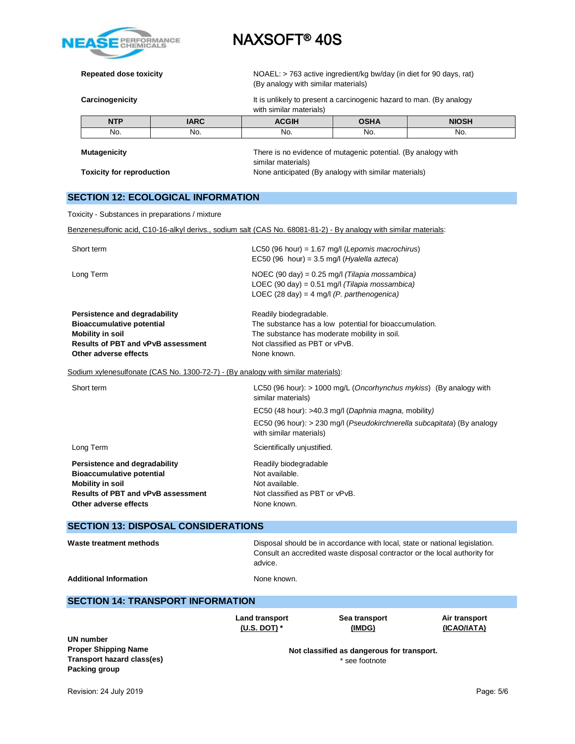**Repeated dose toxicity** NOAEL: > 763 active ingredient/kg bw/day (in diet for 90 days, rat) (By analogy with similar materials)

**Carcinogenicity** It is unlikely to present a carcinogenic hazard to man. (By analogy with similar materials)

| NTP | IARC | ACGIH | OSHA | NIOSH |
|---|---|---|---|---|
| No. | No. | No. | No. | No. |

**Mutagenicity** There is no evidence of mutagenic potential. (By analogy with similar materials)

**Toxicity for reproduction** None anticipated (By analogy with similar materials)

## SECTION 12: ECOLOGICAL INFORMATION

Toxicity - Substances in preparations / mixture

Benzenesulfonic acid, C10-16-alkyl derivs., sodium salt (CAS No. 68081-81-2) - By analogy with similar materials:

Short term
LC50 (96 hour) = 1.67 mg/l (*Lepomis macrochirus*)
EC50 (96 hour) = 3.5 mg/l (*Hyalella azteca*)

Long Term
NOEC (90 day) = 0.25 mg/l *(Tilapia mossambica)*
LOEC (90 day) = 0.51 mg/l *(Tilapia mossambica)*
LOEC (28 day) = 4 mg/l *(P. parthenogenica)*

**Persistence and degradability** Readily biodegradable.
**Bioaccumulative potential** The substance has a low potential for bioaccumulation.
**Mobility in soil** The substance has moderate mobility in soil.
**Results of PBT and vPvB assessment** Not classified as PBT or vPvB.
**Other adverse effects** None known.

Sodium xylenesulfonate (CAS No. 1300-72-7) - (By analogy with similar materials):

Short term
LC50 (96 hour): > 1000 mg/L (*Oncorhynchus mykiss*) (By analogy with similar materials)
EC50 (48 hour): >40.3 mg/l (*Daphnia magna,* mobility*)*
EC50 (96 hour): > 230 mg/l (*Pseudokirchnerella subcapitata*) (By analogy with similar materials)

Long Term
Scientifically unjustified.

**Persistence and degradability** Readily biodegradable
**Bioaccumulative potential** Not available.
**Mobility in soil** Not available.
**Results of PBT and vPvB assessment** Not classified as PBT or vPvB.
**Other adverse effects** None known.

## SECTION 13: DISPOSAL CONSIDERATIONS

**Waste treatment methods** Disposal should be in accordance with local, state or national legislation. Consult an accredited waste disposal contractor or the local authority for advice.

**Additional Information** None known.

## SECTION 14: TRANSPORT INFORMATION

| | Land transport (U.S. DOT) * | Sea transport (IMDG) | Air transport (ICAO/IATA) |
|---|---|---|---|
| **UN number** | | | |
| **Proper Shipping Name** | | **Not classified as dangerous for transport.** | |
| **Transport hazard class(es)** | | * see footnote | |
| **Packing group** | | | |

Revision: 24 July 2019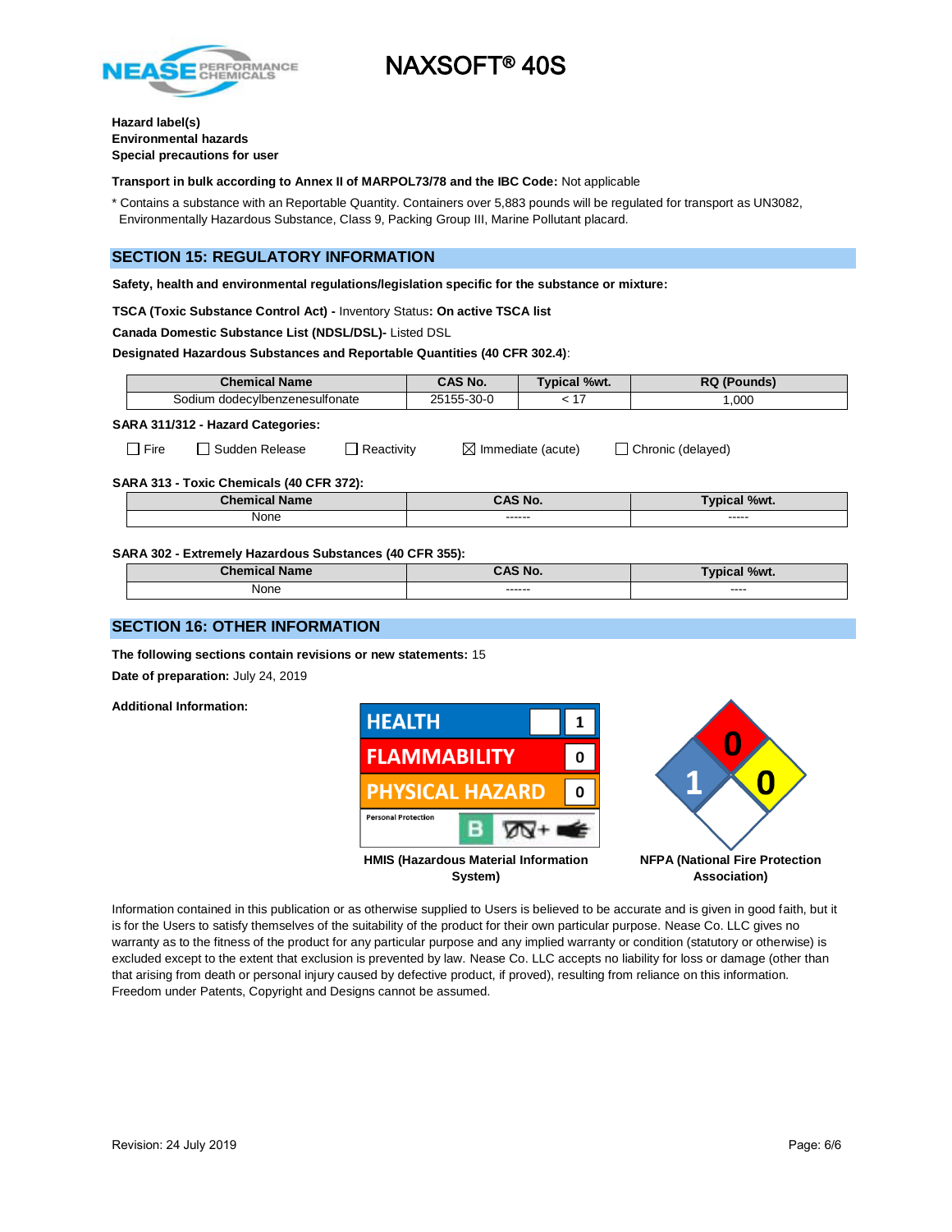**Hazard label(s)**
**Environmental hazards**
**Special precautions for user**

**Transport in bulk according to Annex II of MARPOL73/78 and the IBC Code:** Not applicable

* Contains a substance with an Reportable Quantity. Containers over 5,883 pounds will be regulated for transport as UN3082, Environmentally Hazardous Substance, Class 9, Packing Group III, Marine Pollutant placard.

## SECTION 15: REGULATORY INFORMATION

**Safety, health and environmental regulations/legislation specific for the substance or mixture:**

**TSCA (Toxic Substance Control Act) -** Inventory Status**: On active TSCA list**

**Canada Domestic Substance List (NDSL/DSL)-** Listed DSL

**Designated Hazardous Substances and Reportable Quantities (40 CFR 302.4)**:

| Chemical Name | CAS No. | Typical %wt. | RQ (Pounds) |
|---|---|---|---|
| Sodium dodecylbenzenesulfonate | 25155-30-0 | < 17 | 1,000 |

**SARA 311/312 - Hazard Categories:**

☐ Fire ☐ Sudden Release ☐ Reactivity ☒ Immediate (acute) ☐ Chronic (delayed)

**SARA 313 - Toxic Chemicals (40 CFR 372):**

| Chemical Name | CAS No. | Typical %wt. |
|---|---|---|
| None | ------ | ----- |

**SARA 302 - Extremely Hazardous Substances (40 CFR 355):**

| Chemical Name | CAS No. | Typical %wt. |
|---|---|---|
| None | ------ | ---- |

## SECTION 16: OTHER INFORMATION

**The following sections contain revisions or new statements:** 15

**Date of preparation:** July 24, 2019

**Additional Information:**

| HMIS | |
|---|---|
| HEALTH | 1 |
| FLAMMABILITY | 0 |
| PHYSICAL HAZARD | 0 |
| Personal Protection | B |

HMIS (Hazardous Material Information System)

NFPA: Health 1, Flammability 0, Reactivity 0

NFPA (National Fire Protection Association)

Information contained in this publication or as otherwise supplied to Users is believed to be accurate and is given in good faith, but it is for the Users to satisfy themselves of the suitability of the product for their own particular purpose. Nease Co. LLC gives no warranty as to the fitness of the product for any particular purpose and any implied warranty or condition (statutory or otherwise) is excluded except to the extent that exclusion is prevented by law. Nease Co. LLC accepts no liability for loss or damage (other than that arising from death or personal injury caused by defective product, if proved), resulting from reliance on this information. Freedom under Patents, Copyright and Designs cannot be assumed.

Revision: 24 July 2019